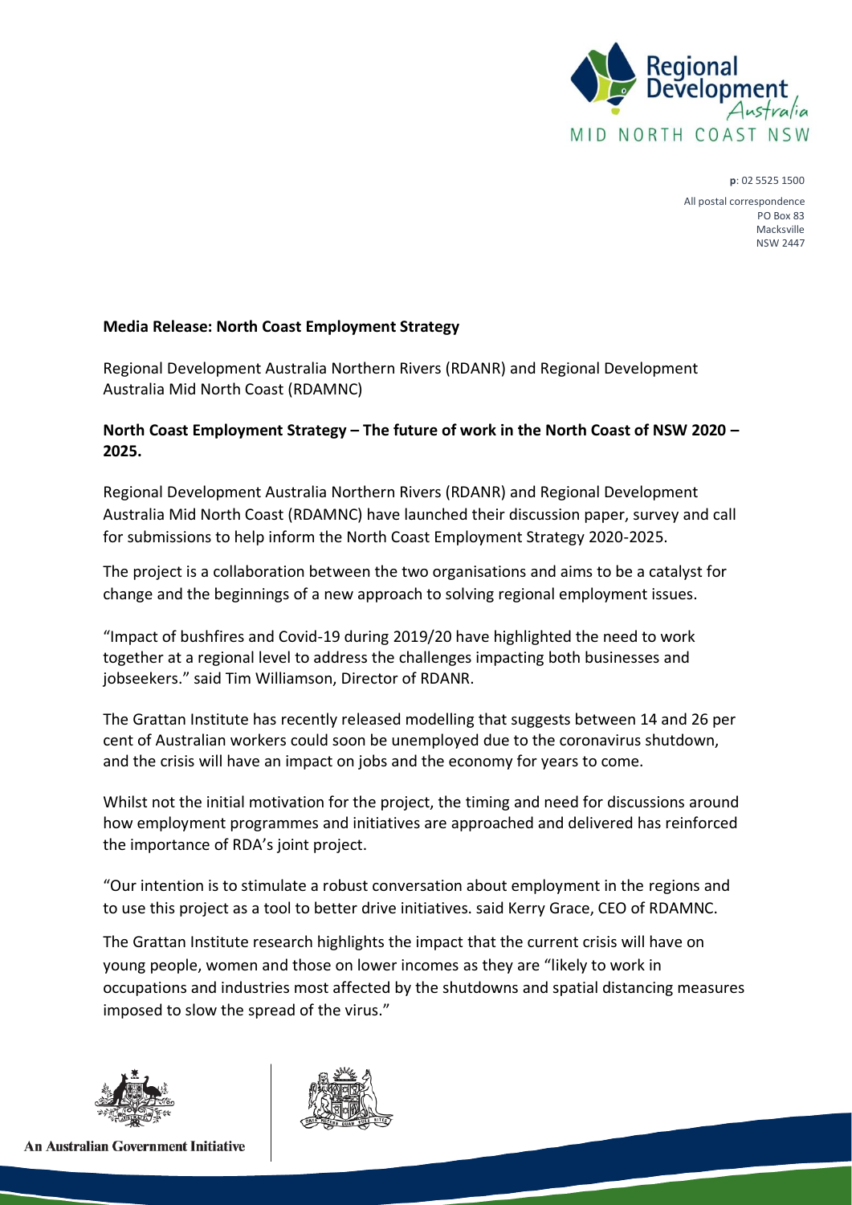**p**: 02 5525 1500

All postal correspondence
PO Box 83
Macksville
NSW 2447

**Media Release: North Coast Employment Strategy**

Regional Development Australia Northern Rivers (RDANR) and Regional Development Australia Mid North Coast (RDAMNC)

**North Coast Employment Strategy – The future of work in the North Coast of NSW 2020 – 2025.**

Regional Development Australia Northern Rivers (RDANR) and Regional Development Australia Mid North Coast (RDAMNC) have launched their discussion paper, survey and call for submissions to help inform the North Coast Employment Strategy 2020-2025.

The project is a collaboration between the two organisations and aims to be a catalyst for change and the beginnings of a new approach to solving regional employment issues.

"Impact of bushfires and Covid-19 during 2019/20 have highlighted the need to work together at a regional level to address the challenges impacting both businesses and jobseekers." said Tim Williamson, Director of RDANR.

The Grattan Institute has recently released modelling that suggests between 14 and 26 per cent of Australian workers could soon be unemployed due to the coronavirus shutdown, and the crisis will have an impact on jobs and the economy for years to come.

Whilst not the initial motivation for the project, the timing and need for discussions around how employment programmes and initiatives are approached and delivered has reinforced the importance of RDA's joint project.

"Our intention is to stimulate a robust conversation about employment in the regions and to use this project as a tool to better drive initiatives. said Kerry Grace, CEO of RDAMNC.

The Grattan Institute research highlights the impact that the current crisis will have on young people, women and those on lower incomes as they are "likely to work in occupations and industries most affected by the shutdowns and spatial distancing measures imposed to slow the spread of the virus."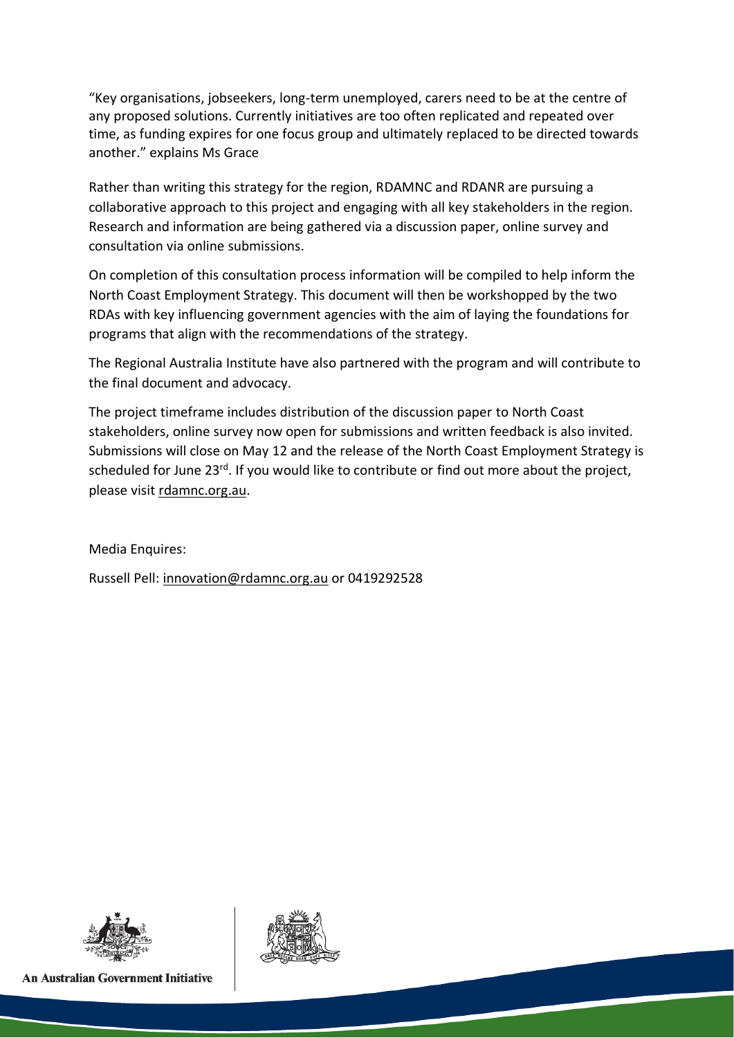"Key organisations, jobseekers, long-term unemployed, carers need to be at the centre of any proposed solutions. Currently initiatives are too often replicated and repeated over time, as funding expires for one focus group and ultimately replaced to be directed towards another." explains Ms Grace

Rather than writing this strategy for the region, RDAMNC and RDANR are pursuing a collaborative approach to this project and engaging with all key stakeholders in the region. Research and information are being gathered via a discussion paper, online survey and consultation via online submissions.

On completion of this consultation process information will be compiled to help inform the North Coast Employment Strategy. This document will then be workshopped by the two RDAs with key influencing government agencies with the aim of laying the foundations for programs that align with the recommendations of the strategy.

The Regional Australia Institute have also partnered with the program and will contribute to the final document and advocacy.

The project timeframe includes distribution of the discussion paper to North Coast stakeholders, online survey now open for submissions and written feedback is also invited. Submissions will close on May 12 and the release of the North Coast Employment Strategy is scheduled for June 23rd. If you would like to contribute or find out more about the project, please visit rdamnc.org.au.

Media Enquires:

Russell Pell: innovation@rdamnc.org.au or 0419292528

An Australian Government Initiative